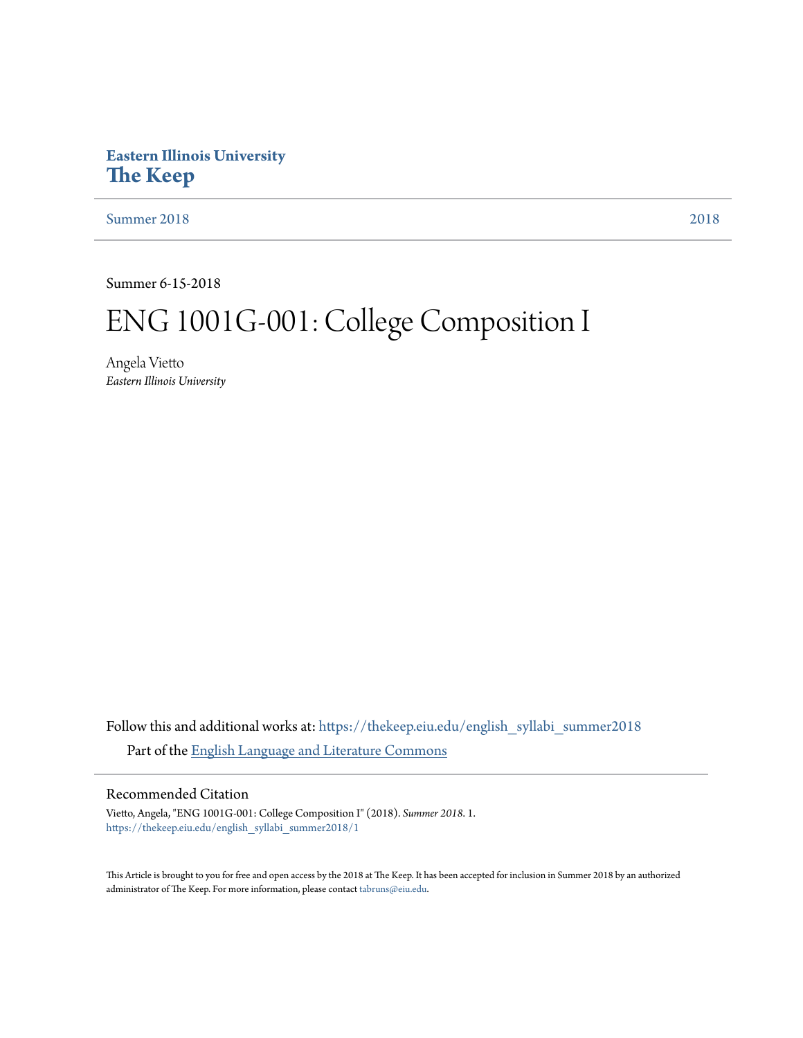**Eastern Illinois University**
# The Keep

Summer 2018 | 2018

Summer 6-15-2018

# ENG 1001G-001: College Composition I

Angela Vietto
*Eastern Illinois University*

Follow this and additional works at: https://thekeep.eiu.edu/english_syllabi_summer2018

Part of the English Language and Literature Commons

## Recommended Citation

Vietto, Angela, "ENG 1001G-001: College Composition I" (2018). *Summer 2018*. 1.
https://thekeep.eiu.edu/english_syllabi_summer2018/1

This Article is brought to you for free and open access by the 2018 at The Keep. It has been accepted for inclusion in Summer 2018 by an authorized administrator of The Keep. For more information, please contact tabruns@eiu.edu.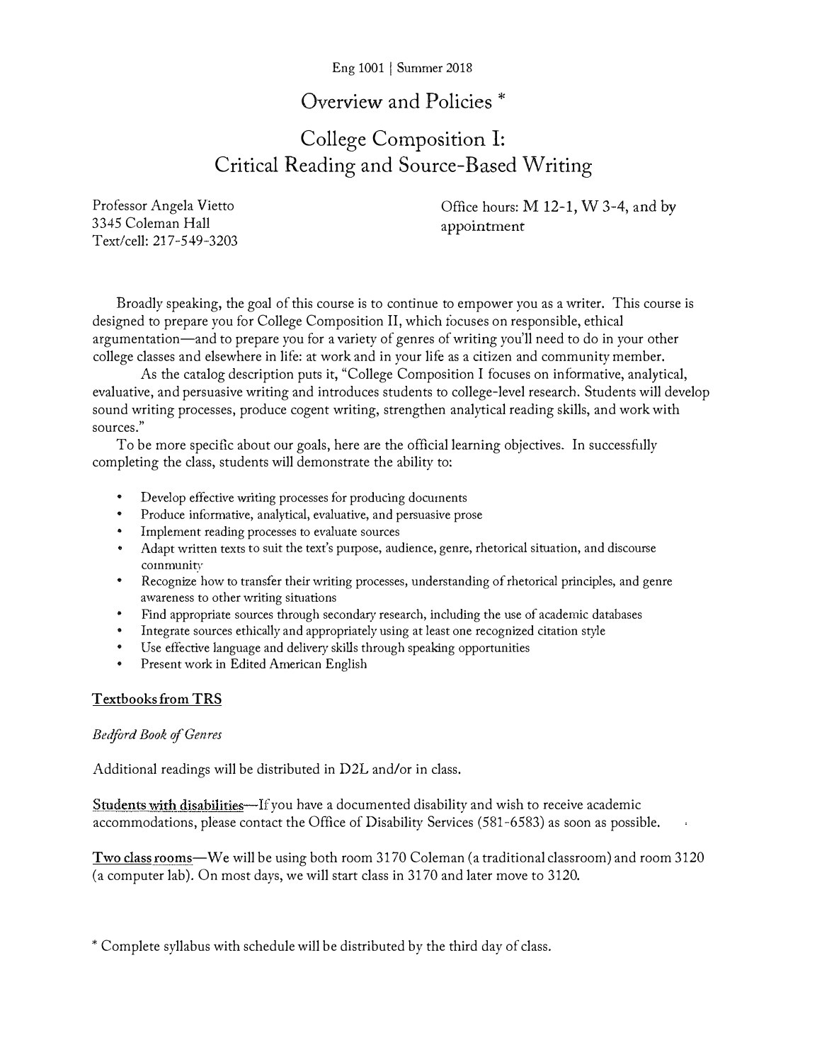Eng 1001 | Summer 2018

# Overview and Policies *

# College Composition I: Critical Reading and Source-Based Writing

Professor Angela Vietto
3345 Coleman Hall
Text/cell: 217-549-3203

Office hours: M 12-1, W 3-4, and by appointment

Broadly speaking, the goal of this course is to continue to empower you as a writer. This course is designed to prepare you for College Composition II, which focuses on responsible, ethical argumentation—and to prepare you for a variety of genres of writing you'll need to do in your other college classes and elsewhere in life: at work and in your life as a citizen and community member.

As the catalog description puts it, "College Composition I focuses on informative, analytical, evaluative, and persuasive writing and introduces students to college-level research. Students will develop sound writing processes, produce cogent writing, strengthen analytical reading skills, and work with sources."

To be more specific about our goals, here are the official learning objectives. In successfully completing the class, students will demonstrate the ability to:

- Develop effective writing processes for producing documents
- Produce informative, analytical, evaluative, and persuasive prose
- Implement reading processes to evaluate sources
- Adapt written texts to suit the text's purpose, audience, genre, rhetorical situation, and discourse community
- Recognize how to transfer their writing processes, understanding of rhetorical principles, and genre awareness to other writing situations
- Find appropriate sources through secondary research, including the use of academic databases
- Integrate sources ethically and appropriately using at least one recognized citation style
- Use effective language and delivery skills through speaking opportunities
- Present work in Edited American English

## Textbooks from TRS

*Bedford Book of Genres*

Additional readings will be distributed in D2L and/or in class.

**Students with disabilities**—If you have a documented disability and wish to receive academic accommodations, please contact the Office of Disability Services (581-6583) as soon as possible.

**Two class rooms**—We will be using both room 3170 Coleman (a traditional classroom) and room 3120 (a computer lab). On most days, we will start class in 3170 and later move to 3120.

\* Complete syllabus with schedule will be distributed by the third day of class.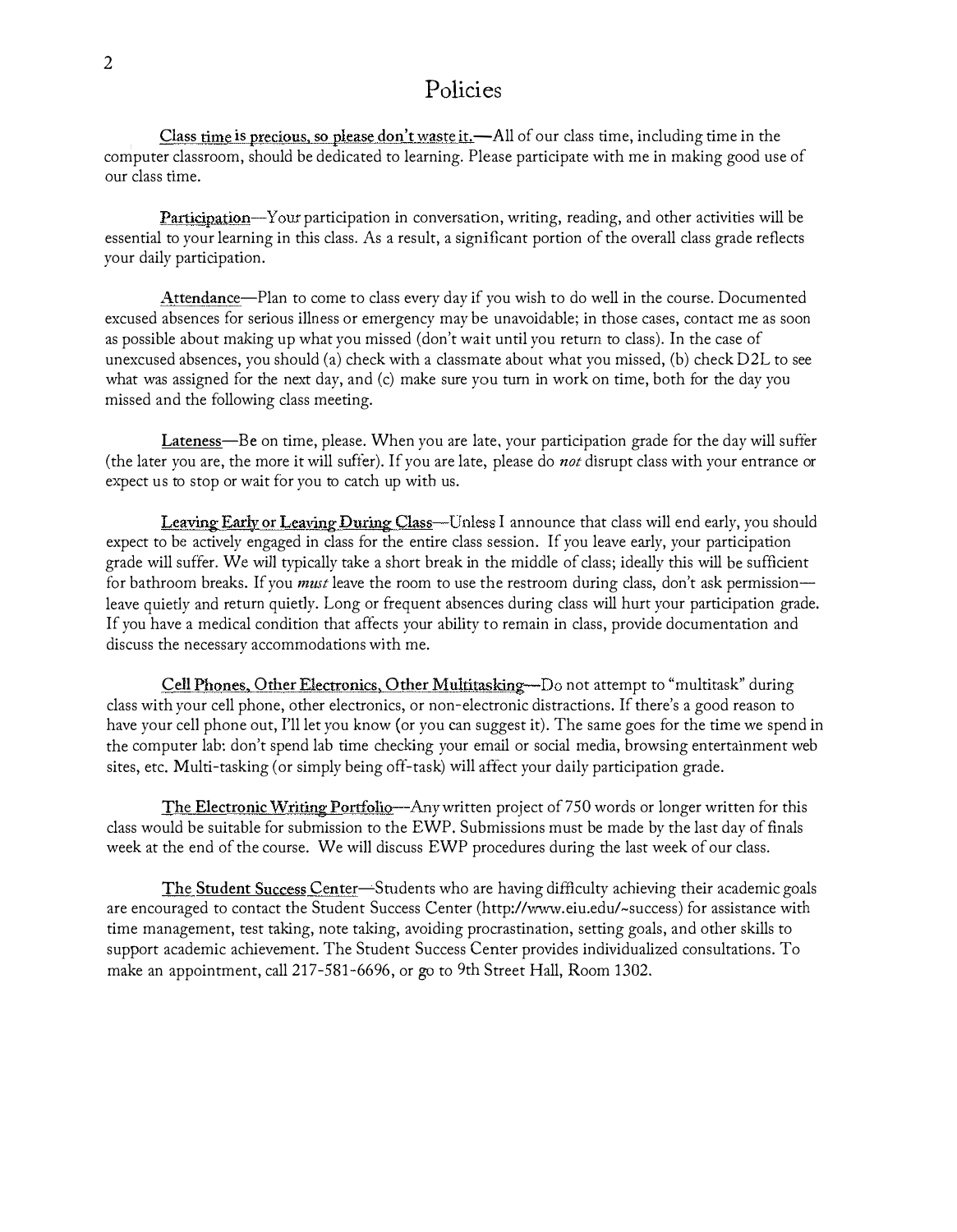# Policies

**Class time is precious, so please don't waste it.**—All of our class time, including time in the computer classroom, should be dedicated to learning. Please participate with me in making good use of our class time.

**Participation**—Your participation in conversation, writing, reading, and other activities will be essential to your learning in this class. As a result, a significant portion of the overall class grade reflects your daily participation.

**Attendance**—Plan to come to class every day if you wish to do well in the course. Documented excused absences for serious illness or emergency may be unavoidable; in those cases, contact me as soon as possible about making up what you missed (don't wait until you return to class). In the case of unexcused absences, you should (a) check with a classmate about what you missed, (b) check D2L to see what was assigned for the next day, and (c) make sure you turn in work on time, both for the day you missed and the following class meeting.

**Lateness**—Be on time, please. When you are late, your participation grade for the day will suffer (the later you are, the more it will suffer). If you are late, please do *not* disrupt class with your entrance or expect us to stop or wait for you to catch up with us.

**Leaving Early or Leaving During Class**—Unless I announce that class will end early, you should expect to be actively engaged in class for the entire class session. If you leave early, your participation grade will suffer. We will typically take a short break in the middle of class; ideally this will be sufficient for bathroom breaks. If you *must* leave the room to use the restroom during class, don't ask permission—leave quietly and return quietly. Long or frequent absences during class will hurt your participation grade. If you have a medical condition that affects your ability to remain in class, provide documentation and discuss the necessary accommodations with me.

**Cell Phones, Other Electronics, Other Multitasking**—Do not attempt to "multitask" during class with your cell phone, other electronics, or non-electronic distractions. If there's a good reason to have your cell phone out, I'll let you know (or you can suggest it). The same goes for the time we spend in the computer lab: don't spend lab time checking your email or social media, browsing entertainment web sites, etc. Multi-tasking (or simply being off-task) will affect your daily participation grade.

**The Electronic Writing Portfolio**—Any written project of 750 words or longer written for this class would be suitable for submission to the EWP. Submissions must be made by the last day of finals week at the end of the course. We will discuss EWP procedures during the last week of our class.

**The Student Success Center**—Students who are having difficulty achieving their academic goals are encouraged to contact the Student Success Center (http://www.eiu.edu/~success) for assistance with time management, test taking, note taking, avoiding procrastination, setting goals, and other skills to support academic achievement. The Student Success Center provides individualized consultations. To make an appointment, call 217-581-6696, or go to 9th Street Hall, Room 1302.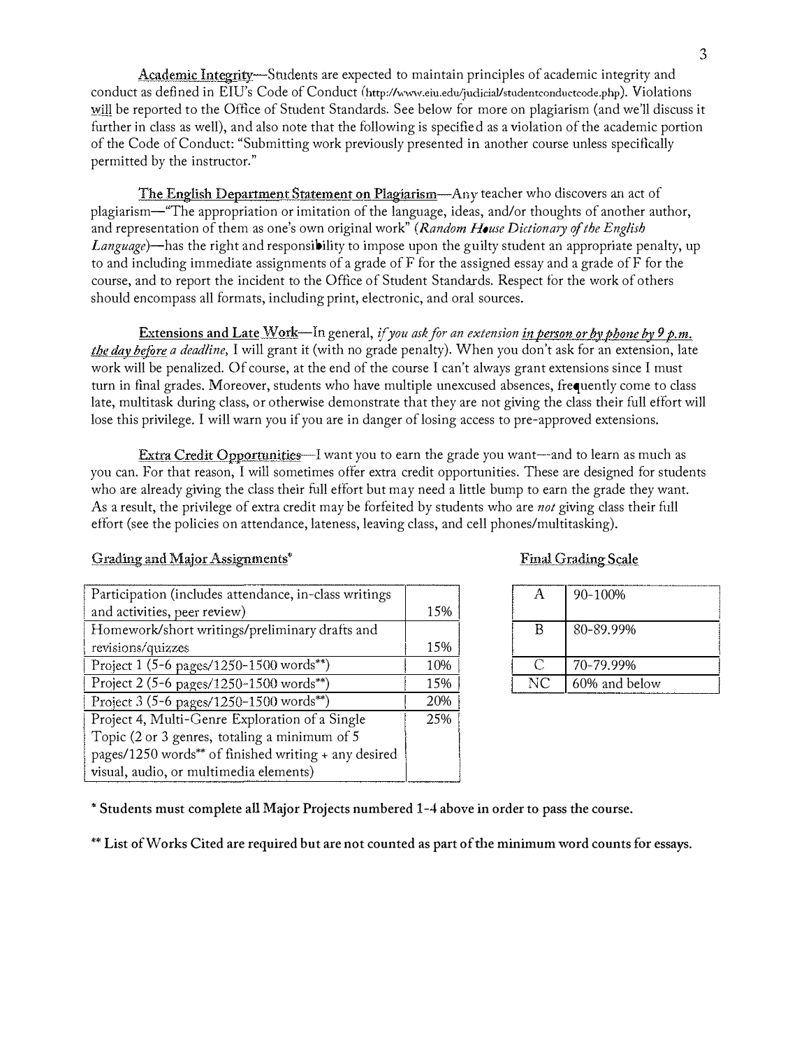Academic Integrity—Students are expected to maintain principles of academic integrity and conduct as defined in EIU's Code of Conduct (http://www.eiu.edu/judicial/studentconductcode.php). Violations will be reported to the Office of Student Standards. See below for more on plagiarism (and we'll discuss it further in class as well), and also note that the following is specified as a violation of the academic portion of the Code of Conduct: "Submitting work previously presented in another course unless specifically permitted by the instructor."

The English Department Statement on Plagiarism—Any teacher who discovers an act of plagiarism—"The appropriation or imitation of the language, ideas, and/or thoughts of another author, and representation of them as one's own original work" (*Random House Dictionary of the English Language*)—has the right and responsibility to impose upon the guilty student an appropriate penalty, up to and including immediate assignments of a grade of F for the assigned essay and a grade of F for the course, and to report the incident to the Office of Student Standards. Respect for the work of others should encompass all formats, including print, electronic, and oral sources.

Extensions and Late Work—In general, *if you ask for an extension in person or by phone by 9 p.m. the day before a deadline,* I will grant it (with no grade penalty). When you don't ask for an extension, late work will be penalized. Of course, at the end of the course I can't always grant extensions since I must turn in final grades. Moreover, students who have multiple unexcused absences, frequently come to class late, multitask during class, or otherwise demonstrate that they are not giving the class their full effort will lose this privilege. I will warn you if you are in danger of losing access to pre-approved extensions.

Extra Credit Opportunities—I want you to earn the grade you want—and to learn as much as you can. For that reason, I will sometimes offer extra credit opportunities. These are designed for students who are already giving the class their full effort but may need a little bump to earn the grade they want. As a result, the privilege of extra credit may be forfeited by students who are *not* giving class their full effort (see the policies on attendance, lateness, leaving class, and cell phones/multitasking).

Grading and Major Assignments*

| | |
|---|---|
| Participation (includes attendance, in-class writings and activities, peer review) | 15% |
| Homework/short writings/preliminary drafts and revisions/quizzes | 15% |
| Project 1 (5-6 pages/1250-1500 words**) | 10% |
| Project 2 (5-6 pages/1250-1500 words**) | 15% |
| Project 3 (5-6 pages/1250-1500 words**) | 20% |
| Project 4, Multi-Genre Exploration of a Single Topic (2 or 3 genres, totaling a minimum of 5 pages/1250 words** of finished writing + any desired visual, audio, or multimedia elements) | 25% |

Final Grading Scale

| | |
|---|---|
| A | 90-100% |
| B | 80-89.99% |
| C | 70-79.99% |
| NC | 60% and below |

**\* Students must complete all Major Projects numbered 1-4 above in order to pass the course.**

**\*\* List of Works Cited are required but are not counted as part of the minimum word counts for essays.**